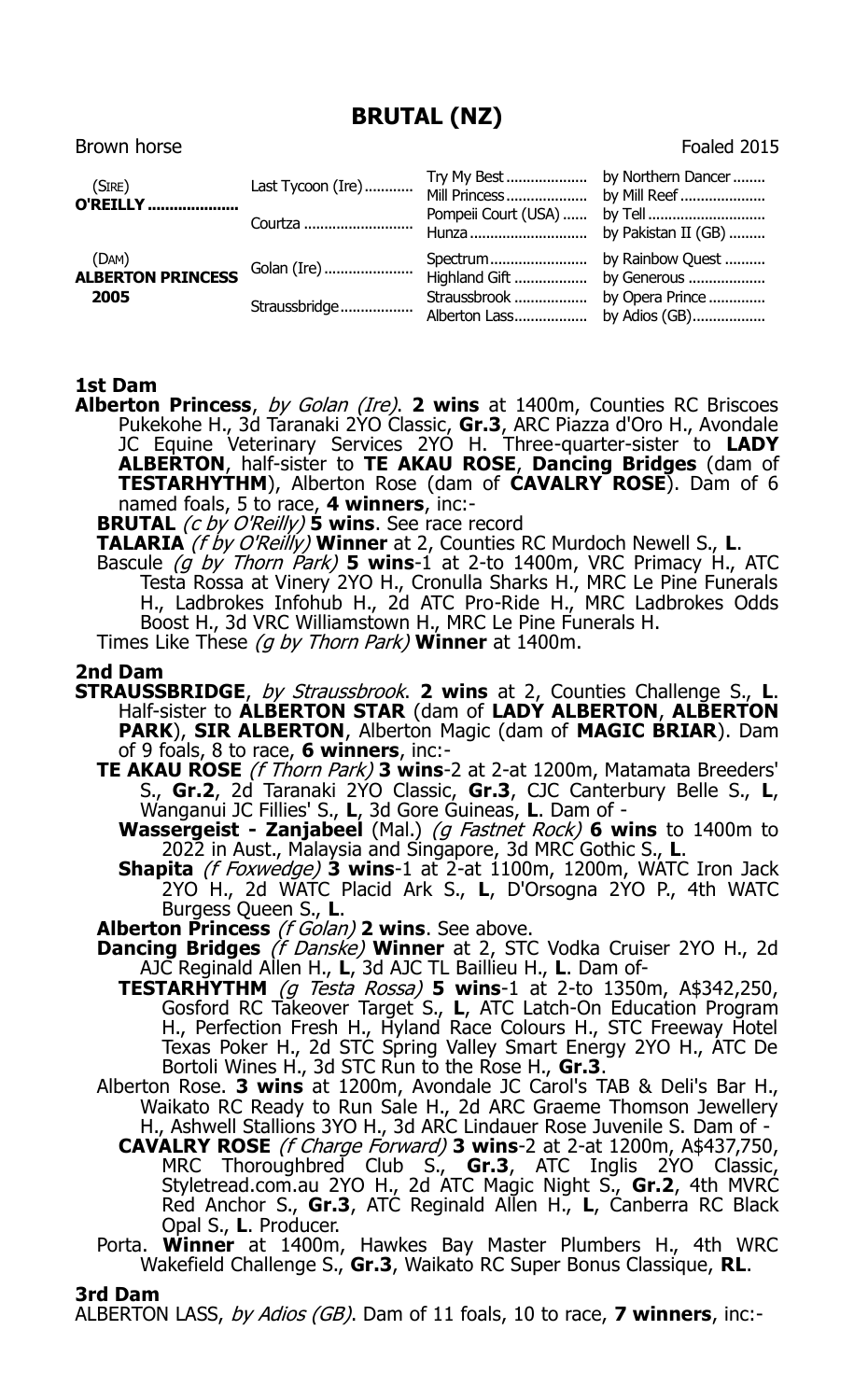# BRUTAL (NZ)

Brown horse | Foaled 2015

| | | | |
|---|---|---|---|
| (SIRE) **O'REILLY** .................... | Last Tycoon (Ire)............ | Try My Best .................... | by Northern Dancer ........ |
| | | Mill Princess.................... | by Mill Reef .................... |
| | Courtza .......................... | Pompeii Court (USA) ...... | by Tell ............................ |
| | | Hunza ............................ | by Pakistan II (GB) ......... |
| (DAM) **ALBERTON PRINCESS** **2005** | Golan (Ire) ...................... | Spectrum........................ | by Rainbow Quest .......... |
| | | Highland Gift .................. | by Generous ................... |
| | Straussbridge.................. | Straussbrook .................. | by Opera Prince ............. |
| | | Alberton Lass.................. | by Adios (GB).................. |

### 1st Dam

**Alberton Princess**, *by Golan (Ire)*. **2 wins** at 1400m, Counties RC Briscoes Pukekohe H., 3d Taranaki 2YO Classic, **Gr.3**, ARC Piazza d'Oro H., Avondale JC Equine Veterinary Services 2YO H. Three-quarter-sister to **LADY ALBERTON**, half-sister to **TE AKAU ROSE**, **Dancing Bridges** (dam of **TESTARHYTHM**), Alberton Rose (dam of **CAVALRY ROSE**). Dam of 6 named foals, 5 to race, **4 winners**, inc:-

**BRUTAL** *(c by O'Reilly)* **5 wins**. See race record

**TALARIA** *(f by O'Reilly)* **Winner** at 2, Counties RC Murdoch Newell S., **L**.

Bascule *(g by Thorn Park)* **5 wins**-1 at 2-to 1400m, VRC Primacy H., ATC Testa Rossa at Vinery 2YO H., Cronulla Sharks H., MRC Le Pine Funerals H., Ladbrokes Infohub H., 2d ATC Pro-Ride H., MRC Ladbrokes Odds Boost H., 3d VRC Williamstown H., MRC Le Pine Funerals H.

Times Like These *(g by Thorn Park)* **Winner** at 1400m.

### 2nd Dam

**STRAUSSBRIDGE**, *by Straussbrook*. **2 wins** at 2, Counties Challenge S., **L**. Half-sister to **ALBERTON STAR** (dam of **LADY ALBERTON**, **ALBERTON PARK**), **SIR ALBERTON**, Alberton Magic (dam of **MAGIC BRIAR**). Dam of 9 foals, 8 to race, **6 winners**, inc:-

**TE AKAU ROSE** *(f Thorn Park)* **3 wins**-2 at 2-at 1200m, Matamata Breeders' S., **Gr.2**, 2d Taranaki 2YO Classic, **Gr.3**, CJC Canterbury Belle S., **L**, Wanganui JC Fillies' S., **L**, 3d Gore Guineas, **L**. Dam of -

**Wassergeist - Zanjabeel** (Mal.) *(g Fastnet Rock)* **6 wins** to 1400m to 2022 in Aust., Malaysia and Singapore, 3d MRC Gothic S., **L**.

**Shapita** *(f Foxwedge)* **3 wins**-1 at 2-at 1100m, 1200m, WATC Iron Jack 2YO H., 2d WATC Placid Ark S., **L**, D'Orsogna 2YO P., 4th WATC Burgess Queen S., **L**.

**Alberton Princess** *(f Golan)* **2 wins**. See above.

**Dancing Bridges** *(f Danske)* **Winner** at 2, STC Vodka Cruiser 2YO H., 2d AJC Reginald Allen H., **L**, 3d AJC TL Baillieu H., **L**. Dam of-

**TESTARHYTHM** *(g Testa Rossa)* **5 wins**-1 at 2-to 1350m, A$342,250, Gosford RC Takeover Target S., **L**, ATC Latch-On Education Program H., Perfection Fresh H., Hyland Race Colours H., STC Freeway Hotel Texas Poker H., 2d STC Spring Valley Smart Energy 2YO H., ATC De Bortoli Wines H., 3d STC Run to the Rose H., **Gr.3**.

Alberton Rose. **3 wins** at 1200m, Avondale JC Carol's TAB & Deli's Bar H., Waikato RC Ready to Run Sale H., 2d ARC Graeme Thomson Jewellery H., Ashwell Stallions 3YO H., 3d ARC Lindauer Rose Juvenile S. Dam of -

**CAVALRY ROSE** *(f Charge Forward)* **3 wins**-2 at 2-at 1200m, A$437,750, MRC Thoroughbred Club S., **Gr.3**, ATC Inglis 2YO Classic, Styletread.com.au 2YO H., 2d ATC Magic Night S., **Gr.2**, 4th MVRC Red Anchor S., **Gr.3**, ATC Reginald Allen H., **L**, Canberra RC Black Opal S., **L**. Producer.

Porta. **Winner** at 1400m, Hawkes Bay Master Plumbers H., 4th WRC Wakefield Challenge S., **Gr.3**, Waikato RC Super Bonus Classique, **RL**.

### 3rd Dam

ALBERTON LASS, *by Adios (GB)*. Dam of 11 foals, 10 to race, **7 winners**, inc:-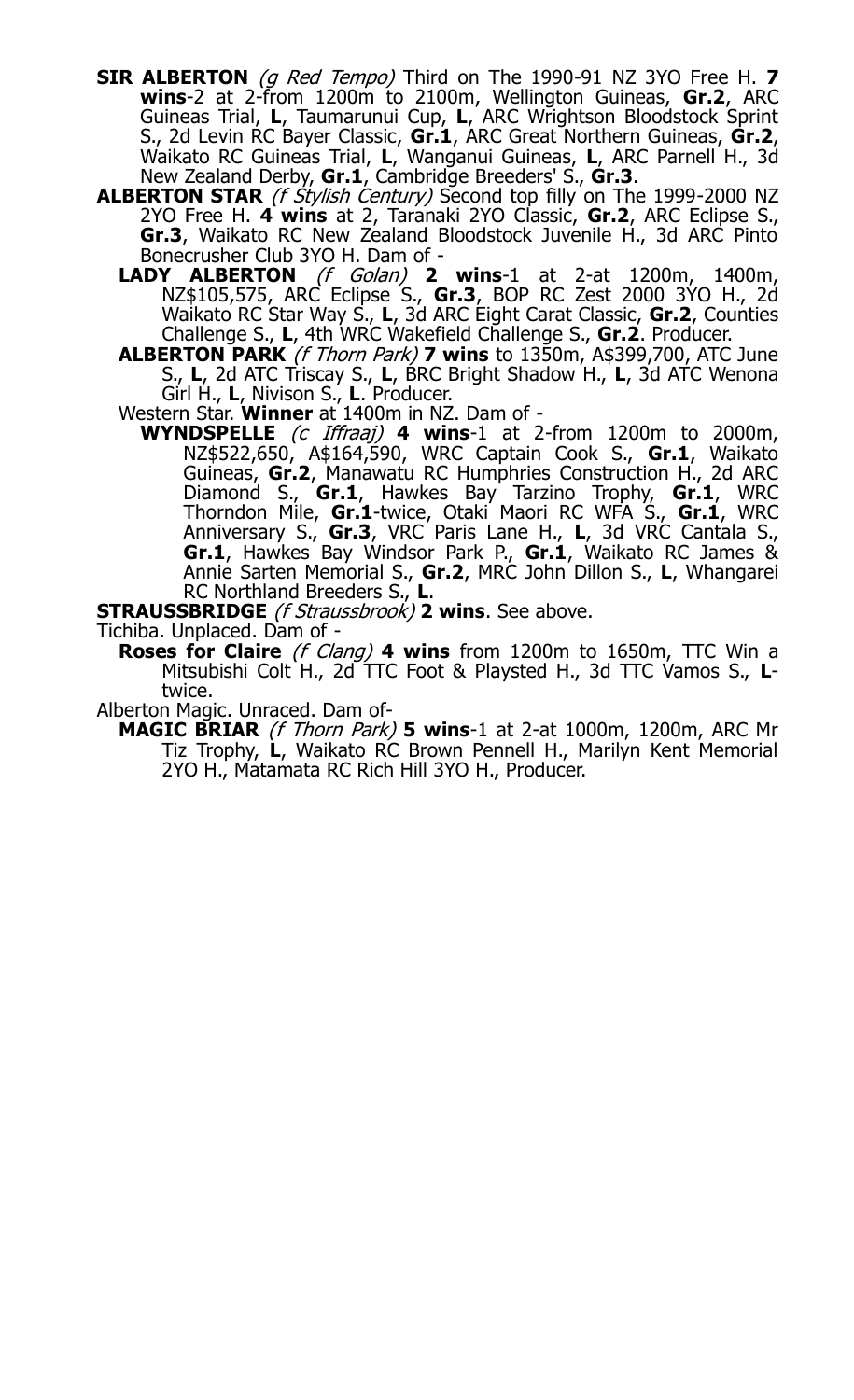**SIR ALBERTON** *(g Red Tempo)* Third on The 1990-91 NZ 3YO Free H. **7 wins**-2 at 2-from 1200m to 2100m, Wellington Guineas, **Gr.2**, ARC Guineas Trial, **L**, Taumarunui Cup, **L**, ARC Wrightson Bloodstock Sprint S., 2d Levin RC Bayer Classic, **Gr.1**, ARC Great Northern Guineas, **Gr.2**, Waikato RC Guineas Trial, **L**, Wanganui Guineas, **L**, ARC Parnell H., 3d New Zealand Derby, **Gr.1**, Cambridge Breeders' S., **Gr.3**.

**ALBERTON STAR** *(f Stylish Century)* Second top filly on The 1999-2000 NZ 2YO Free H. **4 wins** at 2, Taranaki 2YO Classic, **Gr.2**, ARC Eclipse S., **Gr.3**, Waikato RC New Zealand Bloodstock Juvenile H., 3d ARC Pinto Bonecrusher Club 3YO H. Dam of -

**LADY ALBERTON** *(f Golan)* **2 wins**-1 at 2-at 1200m, 1400m, NZ$105,575, ARC Eclipse S., **Gr.3**, BOP RC Zest 2000 3YO H., 2d Waikato RC Star Way S., **L**, 3d ARC Eight Carat Classic, **Gr.2**, Counties Challenge S., **L**, 4th WRC Wakefield Challenge S., **Gr.2**. Producer.

**ALBERTON PARK** *(f Thorn Park)* **7 wins** to 1350m, A$399,700, ATC June S., **L**, 2d ATC Triscay S., **L**, BRC Bright Shadow H., **L**, 3d ATC Wenona Girl H., **L**, Nivison S., **L**. Producer.

Western Star. **Winner** at 1400m in NZ. Dam of -

**WYNDSPELLE** *(c Iffraaj)* **4 wins**-1 at 2-from 1200m to 2000m, NZ$522,650, A$164,590, WRC Captain Cook S., **Gr.1**, Waikato Guineas, **Gr.2**, Manawatu RC Humphries Construction H., 2d ARC Diamond S., **Gr.1**, Hawkes Bay Tarzino Trophy, **Gr.1**, WRC Thorndon Mile, **Gr.1**-twice, Otaki Maori RC WFA S., **Gr.1**, WRC Anniversary S., **Gr.3**, VRC Paris Lane H., **L**, 3d VRC Cantala S., **Gr.1**, Hawkes Bay Windsor Park P., **Gr.1**, Waikato RC James & Annie Sarten Memorial S., **Gr.2**, MRC John Dillon S., **L**, Whangarei RC Northland Breeders S., **L**.

**STRAUSSBRIDGE** *(f Straussbrook)* **2 wins**. See above.

Tichiba. Unplaced. Dam of -

**Roses for Claire** *(f Clang)* **4 wins** from 1200m to 1650m, TTC Win a Mitsubishi Colt H., 2d TTC Foot & Playsted H., 3d TTC Vamos S., **L**-twice.

Alberton Magic. Unraced. Dam of-

**MAGIC BRIAR** *(f Thorn Park)* **5 wins**-1 at 2-at 1000m, 1200m, ARC Mr Tiz Trophy, **L**, Waikato RC Brown Pennell H., Marilyn Kent Memorial 2YO H., Matamata RC Rich Hill 3YO H., Producer.